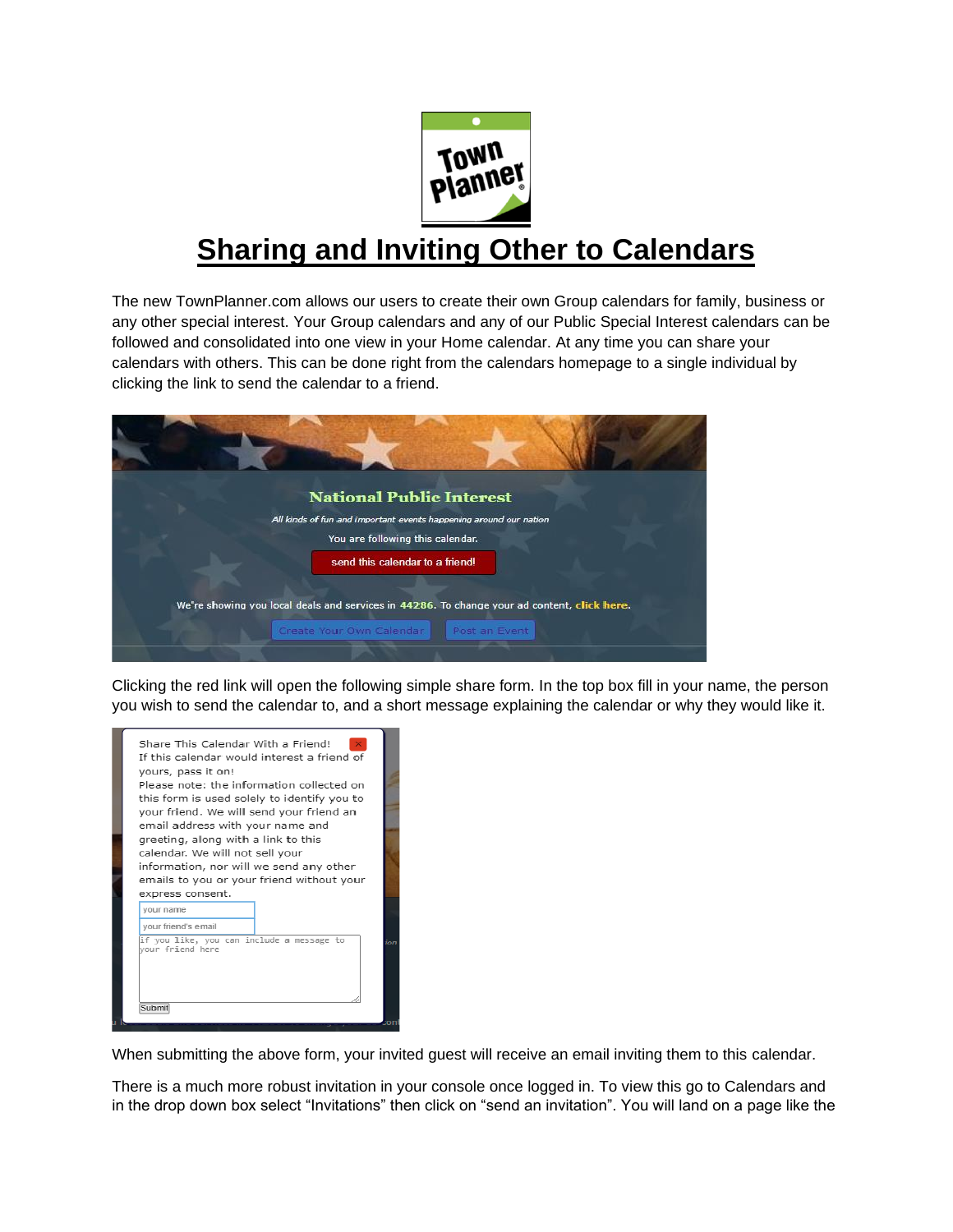# Sharing and Inviting Other to Calendars

The new TownPlanner.com allows our users to create their own Group calendars for family, business or any other special interest. Your Group calendars and any of our Public Special Interest calendars can be followed and consolidated into one view in your Home calendar. At any time you can share your calendars with others. This can be done right from the calendars homepage to a single individual by clicking the link to send the calendar to a friend.

Clicking the red link will open the following simple share form. In the top box fill in your name, the person you wish to send the calendar to, and a short message explaining the calendar or why they would like it.

When submitting the above form, your invited guest will receive an email inviting them to this calendar.

There is a much more robust invitation in your console once logged in. To view this go to Calendars and in the drop down box select "Invitations" then click on "send an invitation". You will land on a page like the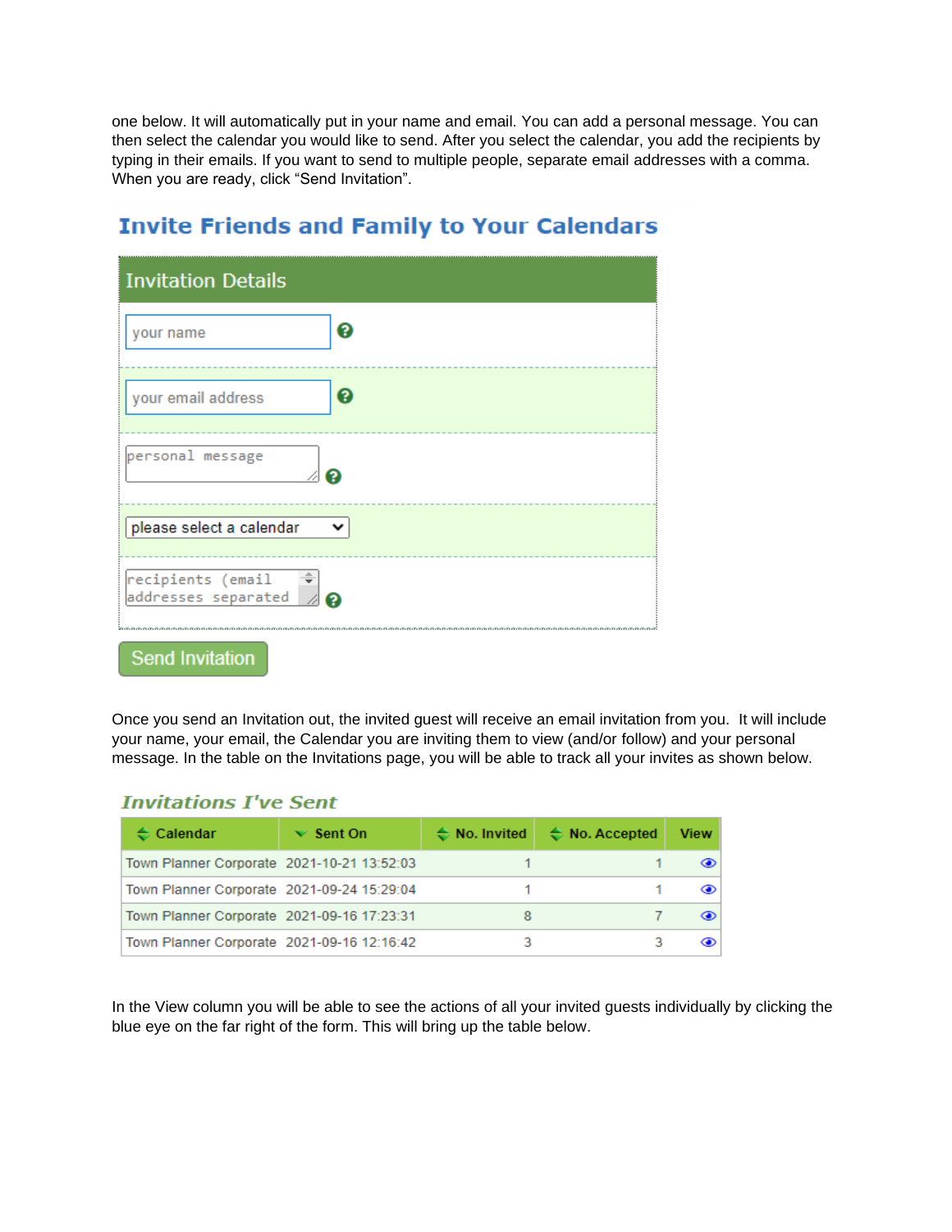one below. It will automatically put in your name and email. You can add a personal message. You can then select the calendar you would like to send. After you select the calendar, you add the recipients by typing in their emails. If you want to send to multiple people, separate email addresses with a comma. When you are ready, click "Send Invitation".

## Invite Friends and Family to Your Calendars

**Invitation Details**

- your name
- your email address
- personal message
- please select a calendar
- recipients (email addresses separated

Send Invitation

Once you send an Invitation out, the invited guest will receive an email invitation from you. It will include your name, your email, the Calendar you are inviting them to view (and/or follow) and your personal message. In the table on the Invitations page, you will be able to track all your invites as shown below.

### Invitations I've Sent

| Calendar | Sent On | No. Invited | No. Accepted | View |
|---|---|---|---|---|
| Town Planner Corporate | 2021-10-21 13:52:03 | 1 | 1 | |
| Town Planner Corporate | 2021-09-24 15:29:04 | 1 | 1 | |
| Town Planner Corporate | 2021-09-16 17:23:31 | 8 | 7 | |
| Town Planner Corporate | 2021-09-16 12:16:42 | 3 | 3 | |

In the View column you will be able to see the actions of all your invited guests individually by clicking the blue eye on the far right of the form. This will bring up the table below.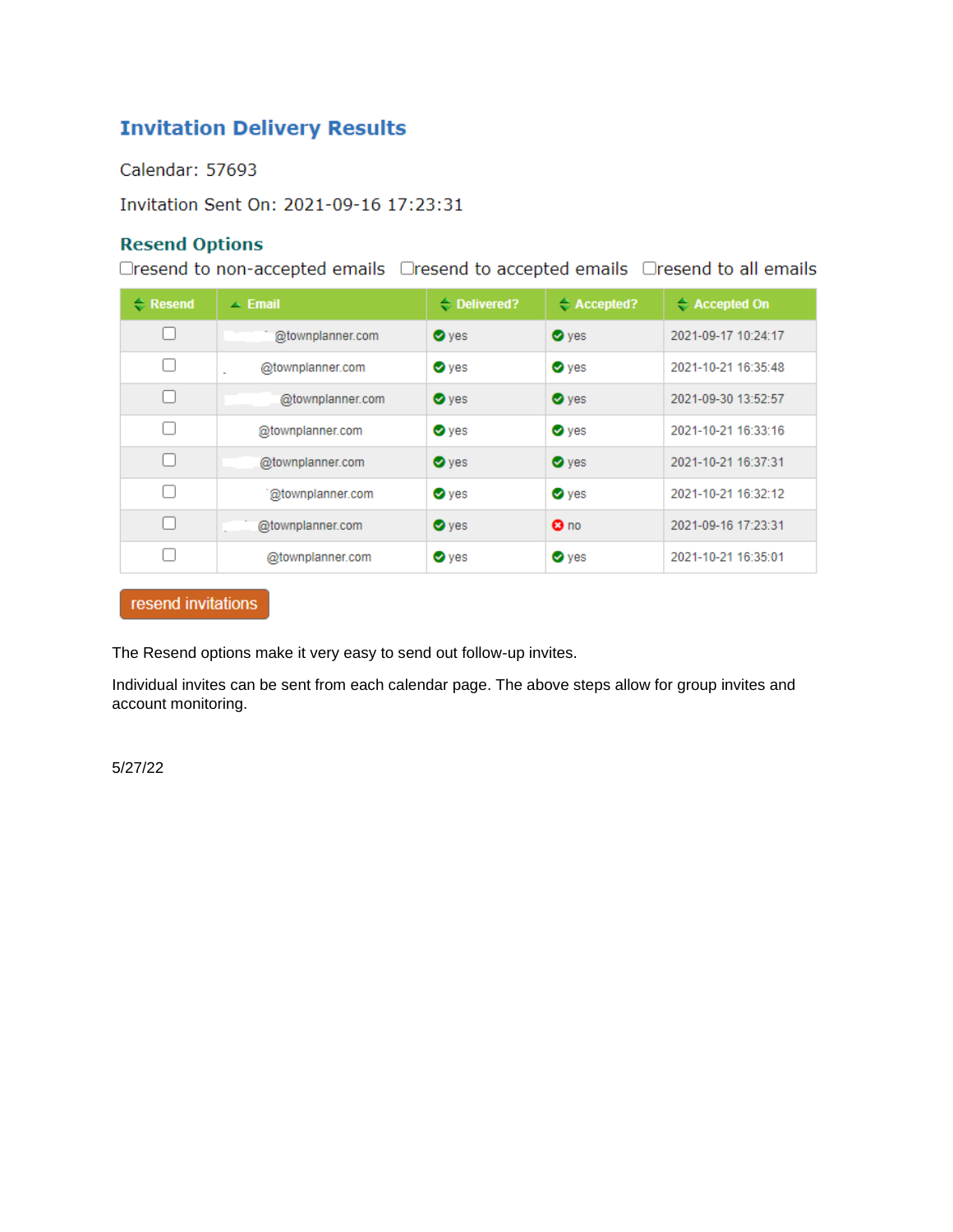## Invitation Delivery Results

Calendar: 57693

Invitation Sent On: 2021-09-16 17:23:31

### Resend Options

☐resend to non-accepted emails ☐resend to accepted emails ☐resend to all emails

| Resend | Email | Delivered? | Accepted? | Accepted On |
|---|---|---|---|---|
| ☐ | @townplanner.com | yes | yes | 2021-09-17 10:24:17 |
| ☐ | @townplanner.com | yes | yes | 2021-10-21 16:35:48 |
| ☐ | @townplanner.com | yes | yes | 2021-09-30 13:52:57 |
| ☐ | @townplanner.com | yes | yes | 2021-10-21 16:33:16 |
| ☐ | @townplanner.com | yes | yes | 2021-10-21 16:37:31 |
| ☐ | @townplanner.com | yes | yes | 2021-10-21 16:32:12 |
| ☐ | @townplanner.com | yes | no | 2021-09-16 17:23:31 |
| ☐ | @townplanner.com | yes | yes | 2021-10-21 16:35:01 |

resend invitations

The Resend options make it very easy to send out follow-up invites.

Individual invites can be sent from each calendar page. The above steps allow for group invites and account monitoring.

5/27/22